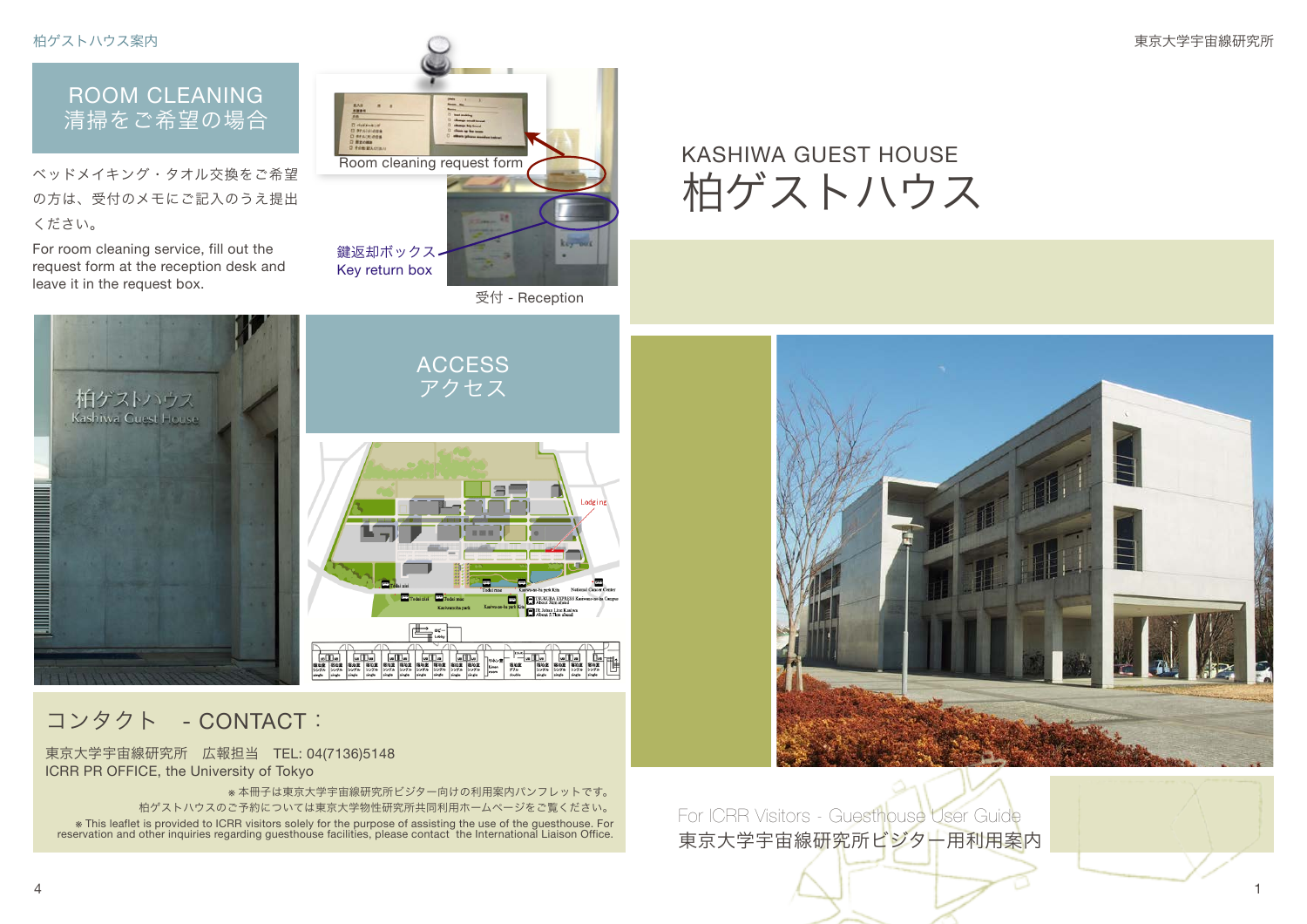## ROOM CLEANING
## 清掃をご希望の場合

ベッドメイキング・タオル交換をご希望の方は、受付のメモにご記入のうえ提出ください。

For room cleaning service, fill out the request form at the reception desk and leave it in the request box.

Room cleaning request form

鍵返却ボックス
Key return box

受付 - Reception

## ACCESS
## アクセス

## コンタクト - CONTACT：

東京大学宇宙線研究所　広報担当　TEL: 04(7136)5148
ICRR PR OFFICE, the University of Tokyo

※本冊子は東京大学宇宙線研究所ビジター向けの利用案内パンフレットです。
柏ゲストハウスのご予約については東京大学物性研究所共同利用ホームページをご覧ください。

※This leaflet is provided to ICRR visitors solely for the purpose of assisting the use of the guesthouse. For reservation and other inquiries regarding guesthouse facilities, please contact the International Liaison Office.

# KASHIWA GUEST HOUSE
# 柏ゲストハウス

For ICRR Visitors - Guesthouse User Guide
東京大学宇宙線研究所ビジター用利用案内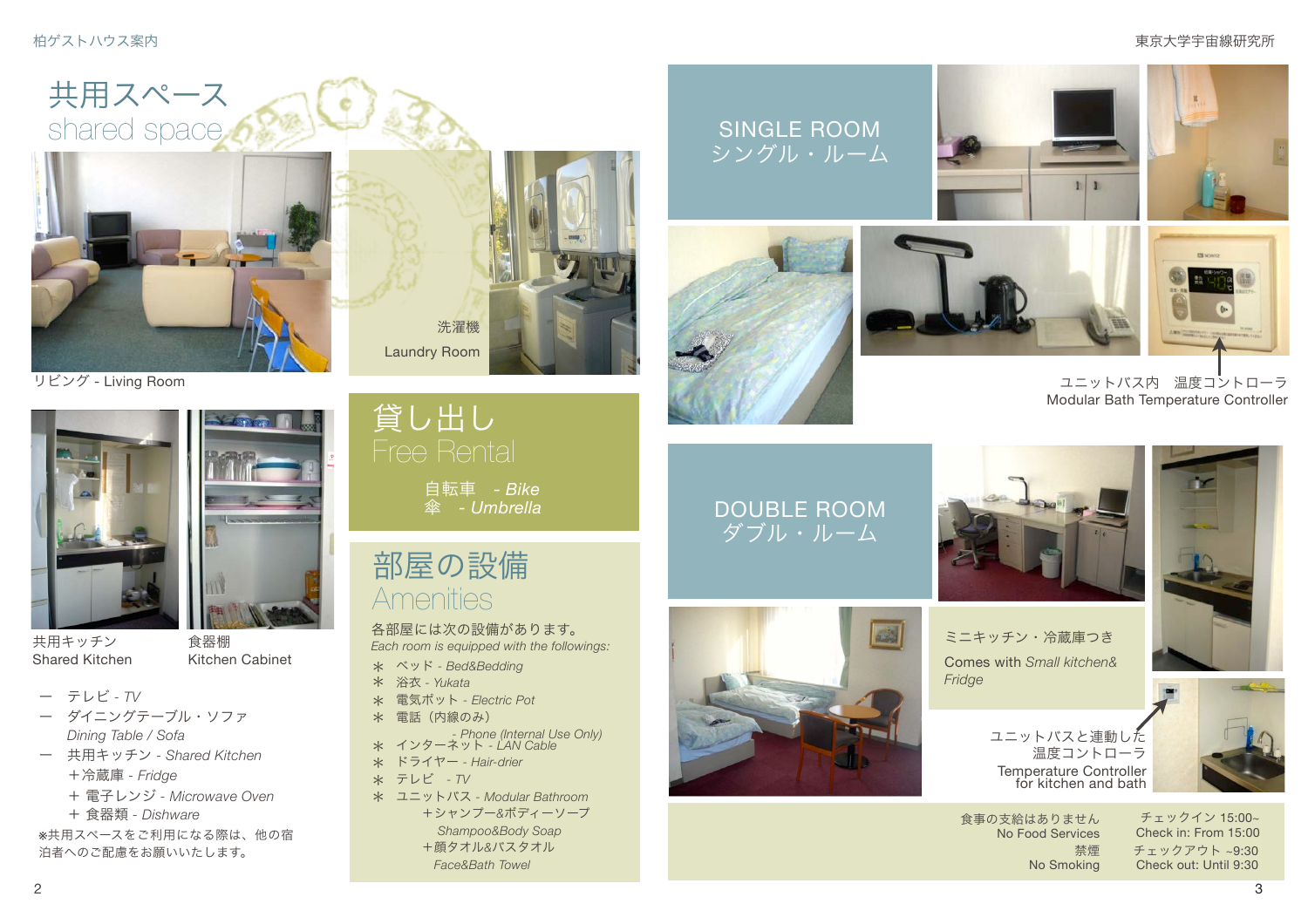# 共用スペース
## shared space

リビング - Living Room

洗濯機
Laundry Room

共用キッチン
Shared Kitchen

食器棚
Kitchen Cabinet

- テレビ - *TV*
- ダイニングテーブル・ソファ
  *Dining Table / Sofa*
- 共用キッチン - *Shared Kitchen*
  ＋冷蔵庫 - *Fridge*
  ＋ 電子レンジ - *Microwave Oven*
  ＋ 食器類 - *Dishware*

※共用スペースをご利用になる際は、他の宿泊者へのご配慮をお願いいたします。

## 貸し出し
## Free Rental

自転車 - *Bike*
傘 - *Umbrella*

## 部屋の設備
## Amenities

各部屋には次の設備があります。
*Each room is equipped with the followings:*

＊ ベッド - *Bed&Bedding*
＊ 浴衣 - *Yukata*
＊ 電気ポット - *Electric Pot*
＊ 電話（内線のみ）
　- *Phone (Internal Use Only)*
＊ インターネット - *LAN Cable*
＊ ドライヤー - *Hair-drier*
＊ テレビ - *TV*
＊ ユニットバス - *Modular Bathroom*
　＋シャンプー&ボディーソープ
　*Shampoo&Body Soap*
　＋顔タオル&バスタオル
　*Face&Bath Towel*

## SINGLE ROOM
## シングル・ルーム

ユニットバス内　温度コントローラ
Modular Bath Temperature Controller

## DOUBLE ROOM
## ダブル・ルーム

ミニキッチン・冷蔵庫つき
Comes with *Small kitchen& Fridge*

ユニットバスと連動した
温度コントローラ
Temperature Controller
for kitchen and bath

食事の支給はありません
No Food Services
禁煙
No Smoking

チェックイン 15:00~
Check in: From 15:00
チェックアウト ~9:30
Check out: Until 9:30